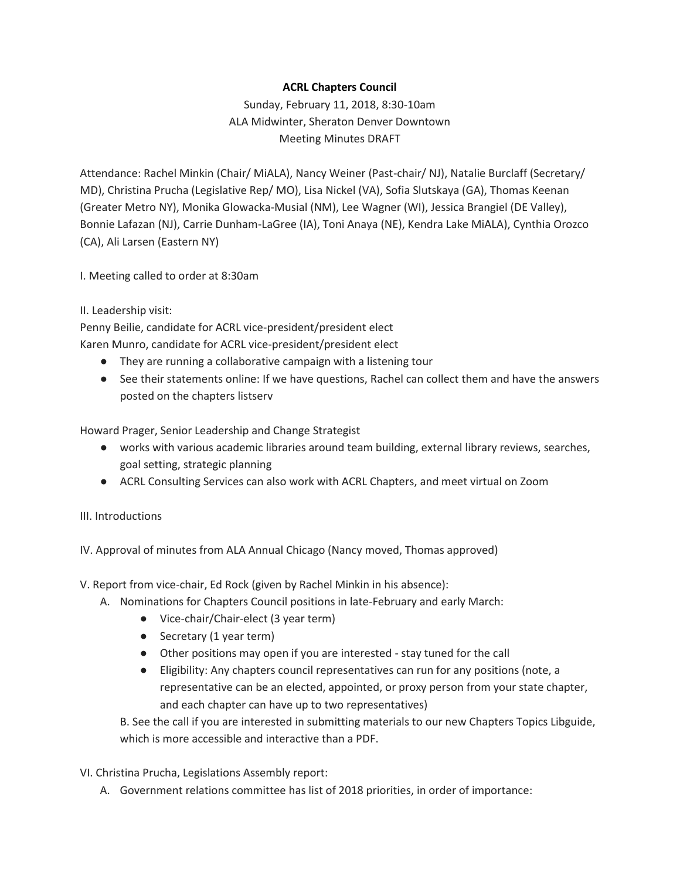# ACRL Chapters Council

Sunday, February 11, 2018, 8:30-10am
ALA Midwinter, Sheraton Denver Downtown
Meeting Minutes DRAFT

Attendance: Rachel Minkin (Chair/ MiALA), Nancy Weiner (Past-chair/ NJ), Natalie Burclaff (Secretary/ MD), Christina Prucha (Legislative Rep/ MO), Lisa Nickel (VA), Sofia Slutskaya (GA), Thomas Keenan (Greater Metro NY), Monika Glowacka-Musial (NM), Lee Wagner (WI), Jessica Brangiel (DE Valley), Bonnie Lafazan (NJ), Carrie Dunham-LaGree (IA), Toni Anaya (NE), Kendra Lake MiALA), Cynthia Orozco (CA), Ali Larsen (Eastern NY)

I. Meeting called to order at 8:30am

II. Leadership visit:
Penny Beilie, candidate for ACRL vice-president/president elect
Karen Munro, candidate for ACRL vice-president/president elect

- They are running a collaborative campaign with a listening tour
- See their statements online: If we have questions, Rachel can collect them and have the answers posted on the chapters listserv

Howard Prager, Senior Leadership and Change Strategist

- works with various academic libraries around team building, external library reviews, searches, goal setting, strategic planning
- ACRL Consulting Services can also work with ACRL Chapters, and meet virtual on Zoom

III. Introductions

IV. Approval of minutes from ALA Annual Chicago (Nancy moved, Thomas approved)

V. Report from vice-chair, Ed Rock (given by Rachel Minkin in his absence):

A. Nominations for Chapters Council positions in late-February and early March:
   - Vice-chair/Chair-elect (3 year term)
   - Secretary (1 year term)
   - Other positions may open if you are interested - stay tuned for the call
   - Eligibility: Any chapters council representatives can run for any positions (note, a representative can be an elected, appointed, or proxy person from your state chapter, and each chapter can have up to two representatives)

B. See the call if you are interested in submitting materials to our new Chapters Topics Libguide, which is more accessible and interactive than a PDF.

VI. Christina Prucha, Legislations Assembly report:

A. Government relations committee has list of 2018 priorities, in order of importance: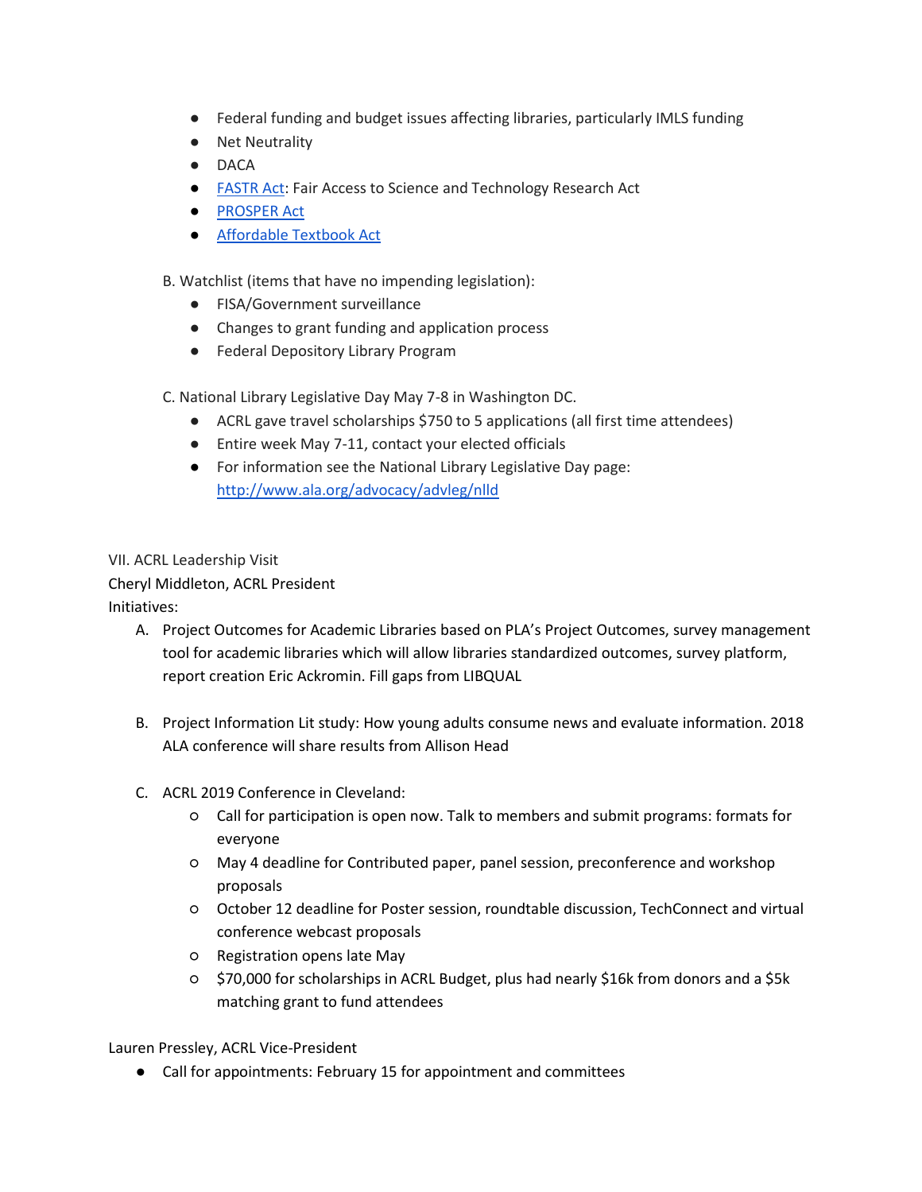- Federal funding and budget issues affecting libraries, particularly IMLS funding
- Net Neutrality
- DACA
- [FASTR Act](): Fair Access to Science and Technology Research Act
- [PROSPER Act]()
- [Affordable Textbook Act]()

B. Watchlist (items that have no impending legislation):

- FISA/Government surveillance
- Changes to grant funding and application process
- Federal Depository Library Program

C. National Library Legislative Day May 7-8 in Washington DC.

- ACRL gave travel scholarships $750 to 5 applications (all first time attendees)
- Entire week May 7-11, contact your elected officials
- For information see the National Library Legislative Day page: http://www.ala.org/advocacy/advleg/nlld

VII. ACRL Leadership Visit

Cheryl Middleton, ACRL President

Initiatives:

A. Project Outcomes for Academic Libraries based on PLA's Project Outcomes, survey management tool for academic libraries which will allow libraries standardized outcomes, survey platform, report creation Eric Ackromin. Fill gaps from LIBQUAL

B. Project Information Lit study: How young adults consume news and evaluate information. 2018 ALA conference will share results from Allison Head

C. ACRL 2019 Conference in Cleveland:
   - Call for participation is open now. Talk to members and submit programs: formats for everyone
   - May 4 deadline for Contributed paper, panel session, preconference and workshop proposals
   - October 12 deadline for Poster session, roundtable discussion, TechConnect and virtual conference webcast proposals
   - Registration opens late May
   - $70,000 for scholarships in ACRL Budget, plus had nearly $16k from donors and a $5k matching grant to fund attendees

Lauren Pressley, ACRL Vice-President

- Call for appointments: February 15 for appointment and committees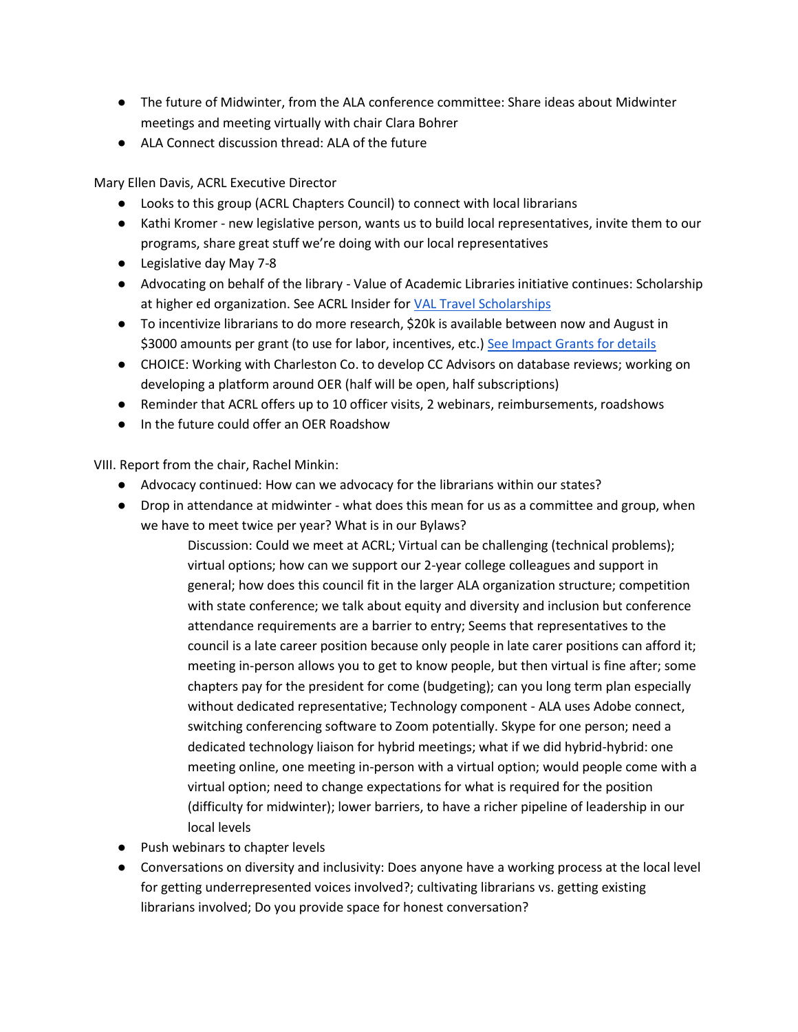- The future of Midwinter, from the ALA conference committee: Share ideas about Midwinter meetings and meeting virtually with chair Clara Bohrer
- ALA Connect discussion thread: ALA of the future

Mary Ellen Davis, ACRL Executive Director

- Looks to this group (ACRL Chapters Council) to connect with local librarians
- Kathi Kromer - new legislative person, wants us to build local representatives, invite them to our programs, share great stuff we're doing with our local representatives
- Legislative day May 7-8
- Advocating on behalf of the library - Value of Academic Libraries initiative continues: Scholarship at higher ed organization. See ACRL Insider for [VAL Travel Scholarships]
- To incentivize librarians to do more research, $20k is available between now and August in $3000 amounts per grant (to use for labor, incentives, etc.) [See Impact Grants for details]
- CHOICE: Working with Charleston Co. to develop CC Advisors on database reviews; working on developing a platform around OER (half will be open, half subscriptions)
- Reminder that ACRL offers up to 10 officer visits, 2 webinars, reimbursements, roadshows
- In the future could offer an OER Roadshow

VIII. Report from the chair, Rachel Minkin:

- Advocacy continued: How can we advocacy for the librarians within our states?
- Drop in attendance at midwinter - what does this mean for us as a committee and group, when we have to meet twice per year? What is in our Bylaws?

    Discussion: Could we meet at ACRL; Virtual can be challenging (technical problems); virtual options; how can we support our 2-year college colleagues and support in general; how does this council fit in the larger ALA organization structure; competition with state conference; we talk about equity and diversity and inclusion but conference attendance requirements are a barrier to entry; Seems that representatives to the council is a late career position because only people in late carer positions can afford it; meeting in-person allows you to get to know people, but then virtual is fine after; some chapters pay for the president for come (budgeting); can you long term plan especially without dedicated representative; Technology component - ALA uses Adobe connect, switching conferencing software to Zoom potentially. Skype for one person; need a dedicated technology liaison for hybrid meetings; what if we did hybrid-hybrid: one meeting online, one meeting in-person with a virtual option; would people come with a virtual option; need to change expectations for what is required for the position (difficulty for midwinter); lower barriers, to have a richer pipeline of leadership in our local levels

- Push webinars to chapter levels
- Conversations on diversity and inclusivity: Does anyone have a working process at the local level for getting underrepresented voices involved?; cultivating librarians vs. getting existing librarians involved; Do you provide space for honest conversation?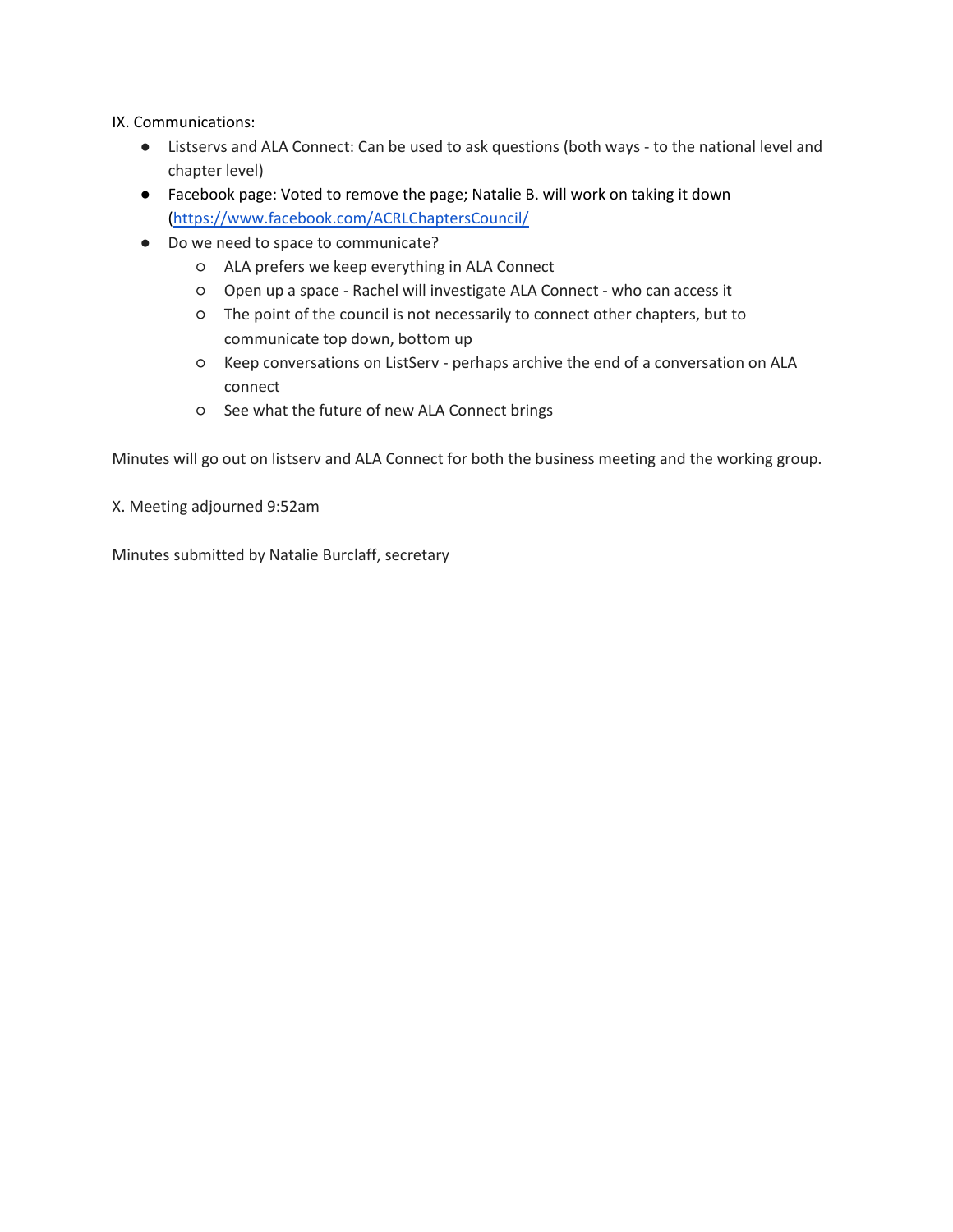IX. Communications:

- Listservs and ALA Connect: Can be used to ask questions (both ways - to the national level and chapter level)
- Facebook page: Voted to remove the page; Natalie B. will work on taking it down (https://www.facebook.com/ACRLChaptersCouncil/
- Do we need to space to communicate?
    - ALA prefers we keep everything in ALA Connect
    - Open up a space - Rachel will investigate ALA Connect - who can access it
    - The point of the council is not necessarily to connect other chapters, but to communicate top down, bottom up
    - Keep conversations on ListServ - perhaps archive the end of a conversation on ALA connect
    - See what the future of new ALA Connect brings

Minutes will go out on listserv and ALA Connect for both the business meeting and the working group.

X. Meeting adjourned 9:52am

Minutes submitted by Natalie Burclaff, secretary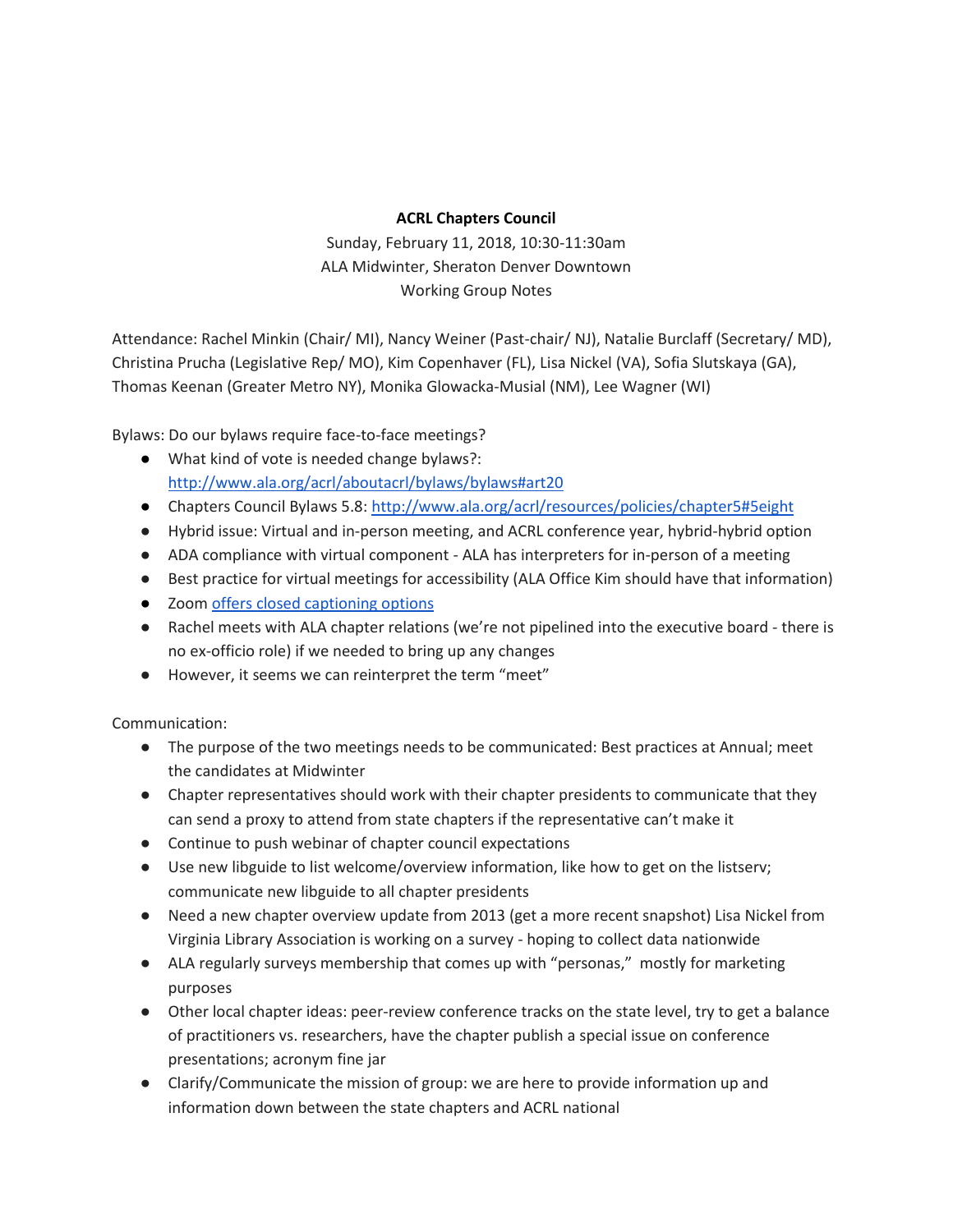**ACRL Chapters Council**

Sunday, February 11, 2018, 10:30-11:30am
ALA Midwinter, Sheraton Denver Downtown
Working Group Notes

Attendance: Rachel Minkin (Chair/ MI), Nancy Weiner (Past-chair/ NJ), Natalie Burclaff (Secretary/ MD), Christina Prucha (Legislative Rep/ MO), Kim Copenhaver (FL), Lisa Nickel (VA), Sofia Slutskaya (GA), Thomas Keenan (Greater Metro NY), Monika Glowacka-Musial (NM), Lee Wagner (WI)

Bylaws: Do our bylaws require face-to-face meetings?

- What kind of vote is needed change bylaws?: [http://www.ala.org/acrl/aboutacrl/bylaws/bylaws#art20](http://www.ala.org/acrl/aboutacrl/bylaws/bylaws#art20)
- Chapters Council Bylaws 5.8: [http://www.ala.org/acrl/resources/policies/chapter5#5eight](http://www.ala.org/acrl/resources/policies/chapter5#5eight)
- Hybrid issue: Virtual and in-person meeting, and ACRL conference year, hybrid-hybrid option
- ADA compliance with virtual component - ALA has interpreters for in-person of a meeting
- Best practice for virtual meetings for accessibility (ALA Office Kim should have that information)
- Zoom offers closed captioning options
- Rachel meets with ALA chapter relations (we're not pipelined into the executive board - there is no ex-officio role) if we needed to bring up any changes
- However, it seems we can reinterpret the term "meet"

Communication:

- The purpose of the two meetings needs to be communicated: Best practices at Annual; meet the candidates at Midwinter
- Chapter representatives should work with their chapter presidents to communicate that they can send a proxy to attend from state chapters if the representative can't make it
- Continue to push webinar of chapter council expectations
- Use new libguide to list welcome/overview information, like how to get on the listserv; communicate new libguide to all chapter presidents
- Need a new chapter overview update from 2013 (get a more recent snapshot) Lisa Nickel from Virginia Library Association is working on a survey - hoping to collect data nationwide
- ALA regularly surveys membership that comes up with "personas," mostly for marketing purposes
- Other local chapter ideas: peer-review conference tracks on the state level, try to get a balance of practitioners vs. researchers, have the chapter publish a special issue on conference presentations; acronym fine jar
- Clarify/Communicate the mission of group: we are here to provide information up and information down between the state chapters and ACRL national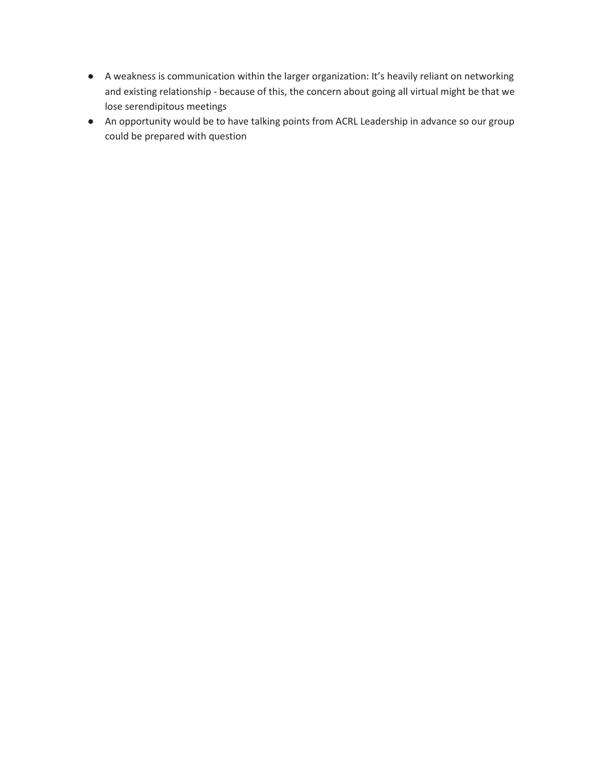- A weakness is communication within the larger organization: It's heavily reliant on networking and existing relationship - because of this, the concern about going all virtual might be that we lose serendipitous meetings
- An opportunity would be to have talking points from ACRL Leadership in advance so our group could be prepared with question